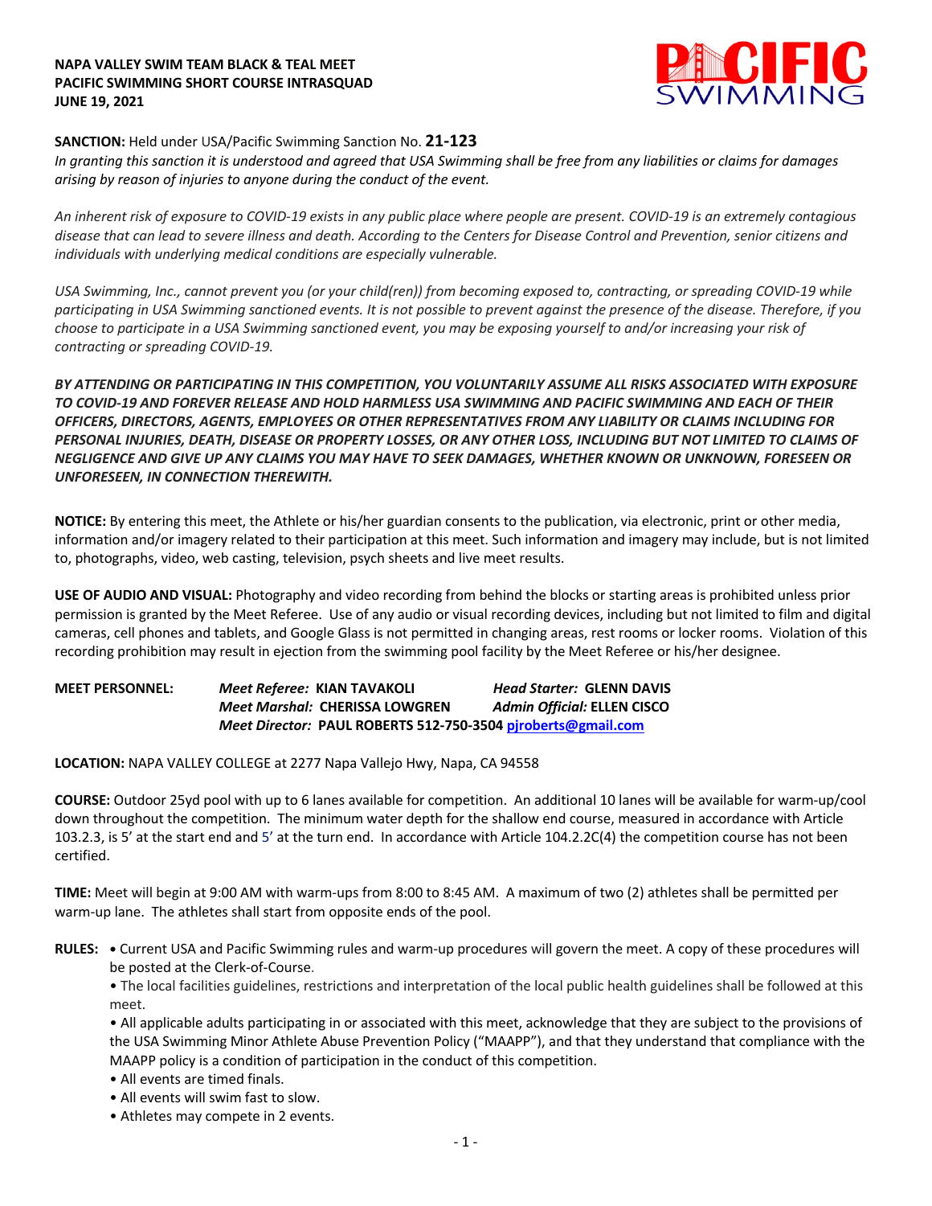**NAPA VALLEY SWIM TEAM BLACK & TEAL MEET**
**PACIFIC SWIMMING SHORT COURSE INTRASQUAD**
**JUNE 19, 2021**

**SANCTION:** Held under USA/Pacific Swimming Sanction No. **21-123**
*In granting this sanction it is understood and agreed that USA Swimming shall be free from any liabilities or claims for damages arising by reason of injuries to anyone during the conduct of the event.*

*An inherent risk of exposure to COVID-19 exists in any public place where people are present. COVID-19 is an extremely contagious disease that can lead to severe illness and death. According to the Centers for Disease Control and Prevention, senior citizens and individuals with underlying medical conditions are especially vulnerable.*

*USA Swimming, Inc., cannot prevent you (or your child(ren)) from becoming exposed to, contracting, or spreading COVID-19 while participating in USA Swimming sanctioned events. It is not possible to prevent against the presence of the disease. Therefore, if you choose to participate in a USA Swimming sanctioned event, you may be exposing yourself to and/or increasing your risk of contracting or spreading COVID-19.*

***BY ATTENDING OR PARTICIPATING IN THIS COMPETITION, YOU VOLUNTARILY ASSUME ALL RISKS ASSOCIATED WITH EXPOSURE TO COVID-19 AND FOREVER RELEASE AND HOLD HARMLESS USA SWIMMING AND PACIFIC SWIMMING AND EACH OF THEIR OFFICERS, DIRECTORS, AGENTS, EMPLOYEES OR OTHER REPRESENTATIVES FROM ANY LIABILITY OR CLAIMS INCLUDING FOR PERSONAL INJURIES, DEATH, DISEASE OR PROPERTY LOSSES, OR ANY OTHER LOSS, INCLUDING BUT NOT LIMITED TO CLAIMS OF NEGLIGENCE AND GIVE UP ANY CLAIMS YOU MAY HAVE TO SEEK DAMAGES, WHETHER KNOWN OR UNKNOWN, FORESEEN OR UNFORESEEN, IN CONNECTION THEREWITH.***

**NOTICE:** By entering this meet, the Athlete or his/her guardian consents to the publication, via electronic, print or other media, information and/or imagery related to their participation at this meet. Such information and imagery may include, but is not limited to, photographs, video, web casting, television, psych sheets and live meet results.

**USE OF AUDIO AND VISUAL:** Photography and video recording from behind the blocks or starting areas is prohibited unless prior permission is granted by the Meet Referee. Use of any audio or visual recording devices, including but not limited to film and digital cameras, cell phones and tablets, and Google Glass is not permitted in changing areas, rest rooms or locker rooms. Violation of this recording prohibition may result in ejection from the swimming pool facility by the Meet Referee or his/her designee.

**MEET PERSONNEL:**
*Meet Referee:* **KIAN TAVAKOLI** — *Head Starter:* **GLENN DAVIS**
*Meet Marshal:* **CHERISSA LOWGREN** — *Admin Official:* **ELLEN CISCO**
*Meet Director:* **PAUL ROBERTS 512-750-3504 pjroberts@gmail.com**

**LOCATION:** NAPA VALLEY COLLEGE at 2277 Napa Vallejo Hwy, Napa, CA 94558

**COURSE:** Outdoor 25yd pool with up to 6 lanes available for competition. An additional 10 lanes will be available for warm-up/cool down throughout the competition. The minimum water depth for the shallow end course, measured in accordance with Article 103.2.3, is 5' at the start end and 5' at the turn end. In accordance with Article 104.2.2C(4) the competition course has not been certified.

**TIME:** Meet will begin at 9:00 AM with warm-ups from 8:00 to 8:45 AM. A maximum of two (2) athletes shall be permitted per warm-up lane. The athletes shall start from opposite ends of the pool.

**RULES:**
- Current USA and Pacific Swimming rules and warm-up procedures will govern the meet. A copy of these procedures will be posted at the Clerk-of-Course.
- The local facilities guidelines, restrictions and interpretation of the local public health guidelines shall be followed at this meet.
- All applicable adults participating in or associated with this meet, acknowledge that they are subject to the provisions of the USA Swimming Minor Athlete Abuse Prevention Policy ("MAAPP"), and that they understand that compliance with the MAAPP policy is a condition of participation in the conduct of this competition.
- All events are timed finals.
- All events will swim fast to slow.
- Athletes may compete in 2 events.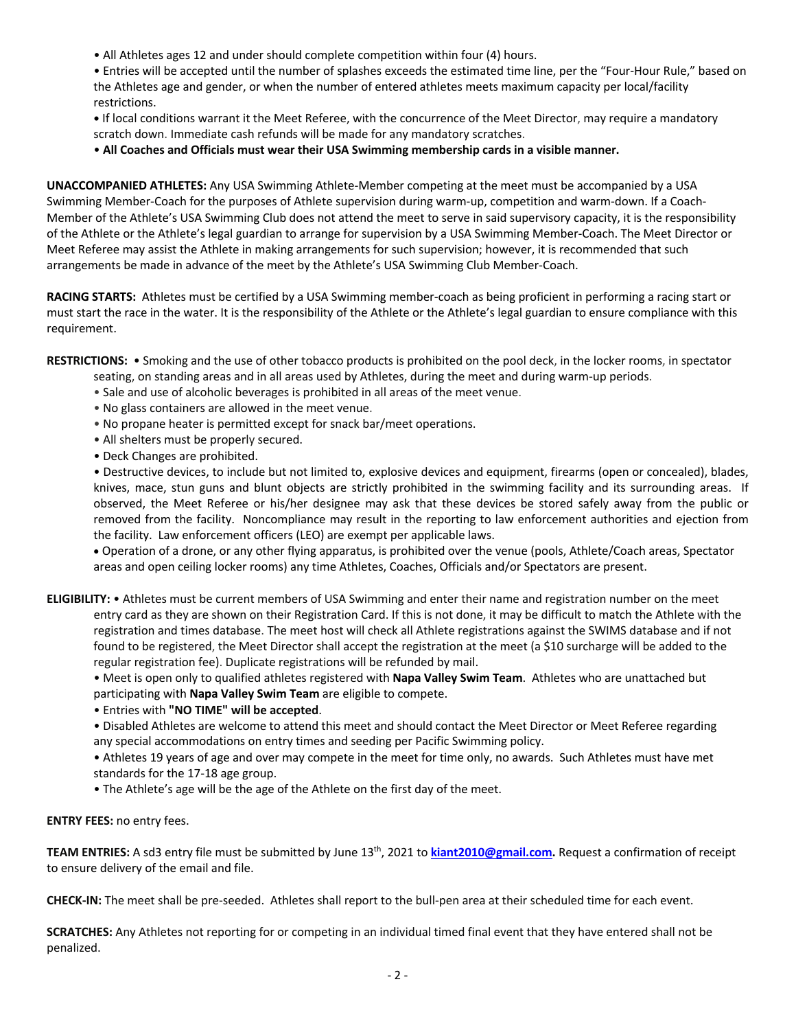- All Athletes ages 12 and under should complete competition within four (4) hours.
- Entries will be accepted until the number of splashes exceeds the estimated time line, per the "Four-Hour Rule," based on the Athletes age and gender, or when the number of entered athletes meets maximum capacity per local/facility restrictions.
- If local conditions warrant it the Meet Referee, with the concurrence of the Meet Director, may require a mandatory scratch down. Immediate cash refunds will be made for any mandatory scratches.
- **All Coaches and Officials must wear their USA Swimming membership cards in a visible manner.**

**UNACCOMPANIED ATHLETES:** Any USA Swimming Athlete-Member competing at the meet must be accompanied by a USA Swimming Member-Coach for the purposes of Athlete supervision during warm-up, competition and warm-down. If a Coach-Member of the Athlete's USA Swimming Club does not attend the meet to serve in said supervisory capacity, it is the responsibility of the Athlete or the Athlete's legal guardian to arrange for supervision by a USA Swimming Member-Coach. The Meet Director or Meet Referee may assist the Athlete in making arrangements for such supervision; however, it is recommended that such arrangements be made in advance of the meet by the Athlete's USA Swimming Club Member-Coach.

**RACING STARTS:** Athletes must be certified by a USA Swimming member-coach as being proficient in performing a racing start or must start the race in the water. It is the responsibility of the Athlete or the Athlete's legal guardian to ensure compliance with this requirement.

**RESTRICTIONS:**
- Smoking and the use of other tobacco products is prohibited on the pool deck, in the locker rooms, in spectator seating, on standing areas and in all areas used by Athletes, during the meet and during warm-up periods.
- Sale and use of alcoholic beverages is prohibited in all areas of the meet venue.
- No glass containers are allowed in the meet venue.
- No propane heater is permitted except for snack bar/meet operations.
- All shelters must be properly secured.
- Deck Changes are prohibited.
- Destructive devices, to include but not limited to, explosive devices and equipment, firearms (open or concealed), blades, knives, mace, stun guns and blunt objects are strictly prohibited in the swimming facility and its surrounding areas. If observed, the Meet Referee or his/her designee may ask that these devices be stored safely away from the public or removed from the facility. Noncompliance may result in the reporting to law enforcement authorities and ejection from the facility. Law enforcement officers (LEO) are exempt per applicable laws.
- Operation of a drone, or any other flying apparatus, is prohibited over the venue (pools, Athlete/Coach areas, Spectator areas and open ceiling locker rooms) any time Athletes, Coaches, Officials and/or Spectators are present.

**ELIGIBILITY:**
- Athletes must be current members of USA Swimming and enter their name and registration number on the meet entry card as they are shown on their Registration Card. If this is not done, it may be difficult to match the Athlete with the registration and times database. The meet host will check all Athlete registrations against the SWIMS database and if not found to be registered, the Meet Director shall accept the registration at the meet (a $10 surcharge will be added to the regular registration fee). Duplicate registrations will be refunded by mail.
- Meet is open only to qualified athletes registered with **Napa Valley Swim Team**. Athletes who are unattached but participating with **Napa Valley Swim Team** are eligible to compete.
- Entries with **"NO TIME" will be accepted**.
- Disabled Athletes are welcome to attend this meet and should contact the Meet Director or Meet Referee regarding any special accommodations on entry times and seeding per Pacific Swimming policy.
- Athletes 19 years of age and over may compete in the meet for time only, no awards. Such Athletes must have met standards for the 17-18 age group.
- The Athlete's age will be the age of the Athlete on the first day of the meet.

**ENTRY FEES:** no entry fees.

**TEAM ENTRIES:** A sd3 entry file must be submitted by June 13th, 2021 to **kiant2010@gmail.com.** Request a confirmation of receipt to ensure delivery of the email and file.

**CHECK-IN:** The meet shall be pre-seeded. Athletes shall report to the bull-pen area at their scheduled time for each event.

**SCRATCHES:** Any Athletes not reporting for or competing in an individual timed final event that they have entered shall not be penalized.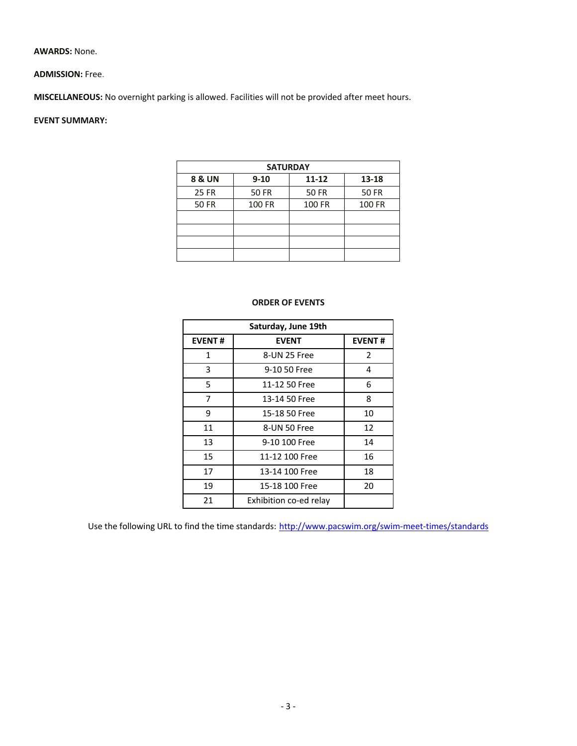**AWARDS:** None.

**ADMISSION:** Free.

**MISCELLANEOUS:** No overnight parking is allowed. Facilities will not be provided after meet hours.

**EVENT SUMMARY:**

| SATURDAY | | | |
|---|---|---|---|
| **8 & UN** | **9-10** | **11-12** | **13-18** |
| 25 FR | 50 FR | 50 FR | 50 FR |
| 50 FR | 100 FR | 100 FR | 100 FR |
| | | | |
| | | | |
| | | | |
| | | | |

**ORDER OF EVENTS**

| Saturday, June 19th | | |
|---|---|---|
| **EVENT #** | **EVENT** | **EVENT #** |
| 1 | 8-UN 25 Free | 2 |
| 3 | 9-10 50 Free | 4 |
| 5 | 11-12 50 Free | 6 |
| 7 | 13-14 50 Free | 8 |
| 9 | 15-18 50 Free | 10 |
| 11 | 8-UN 50 Free | 12 |
| 13 | 9-10 100 Free | 14 |
| 15 | 11-12 100 Free | 16 |
| 17 | 13-14 100 Free | 18 |
| 19 | 15-18 100 Free | 20 |
| 21 | Exhibition co-ed relay | |

Use the following URL to find the time standards: http://www.pacswim.org/swim-meet-times/standards